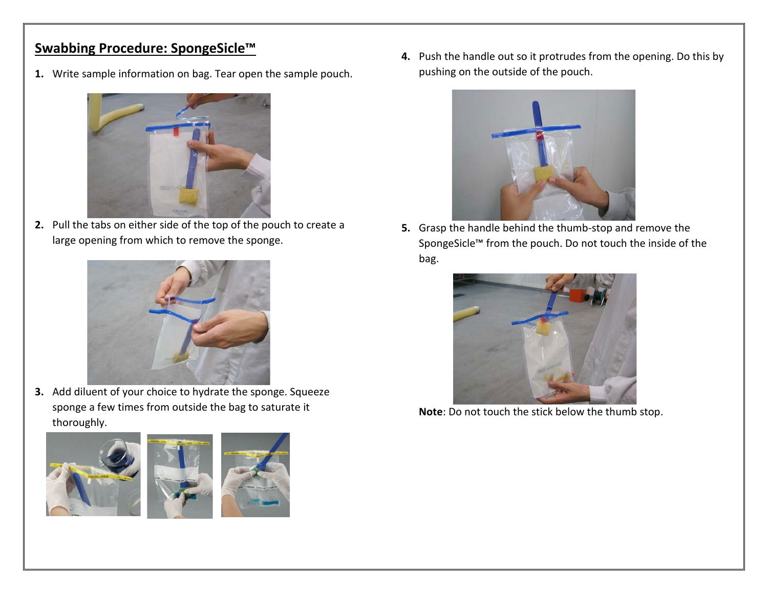## Swabbing Procedure: SpongeSicle™

1. Write sample information on bag. Tear open the sample pouch.

2. Pull the tabs on either side of the top of the pouch to create a large opening from which to remove the sponge.

3. Add diluent of your choice to hydrate the sponge. Squeeze sponge a few times from outside the bag to saturate it thoroughly.

4. Push the handle out so it protrudes from the opening. Do this by pushing on the outside of the pouch.

5. Grasp the handle behind the thumb-stop and remove the SpongeSicle™ from the pouch. Do not touch the inside of the bag.

**Note**: Do not touch the stick below the thumb stop.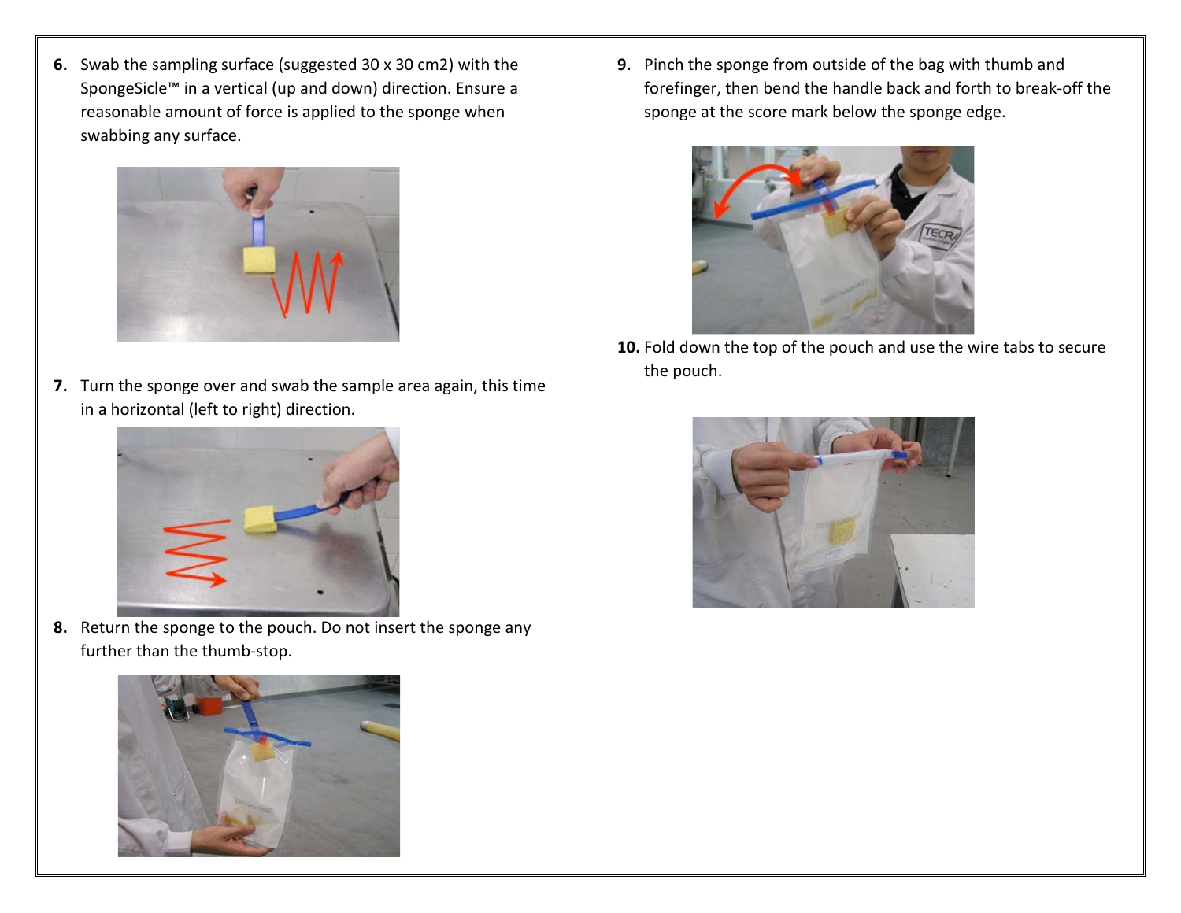6. Swab the sampling surface (suggested 30 x 30 cm2) with the SpongeSicle™ in a vertical (up and down) direction. Ensure a reasonable amount of force is applied to the sponge when swabbing any surface.

7. Turn the sponge over and swab the sample area again, this time in a horizontal (left to right) direction.

8. Return the sponge to the pouch. Do not insert the sponge any further than the thumb-stop.

9. Pinch the sponge from outside of the bag with thumb and forefinger, then bend the handle back and forth to break-off the sponge at the score mark below the sponge edge.

10. Fold down the top of the pouch and use the wire tabs to secure the pouch.